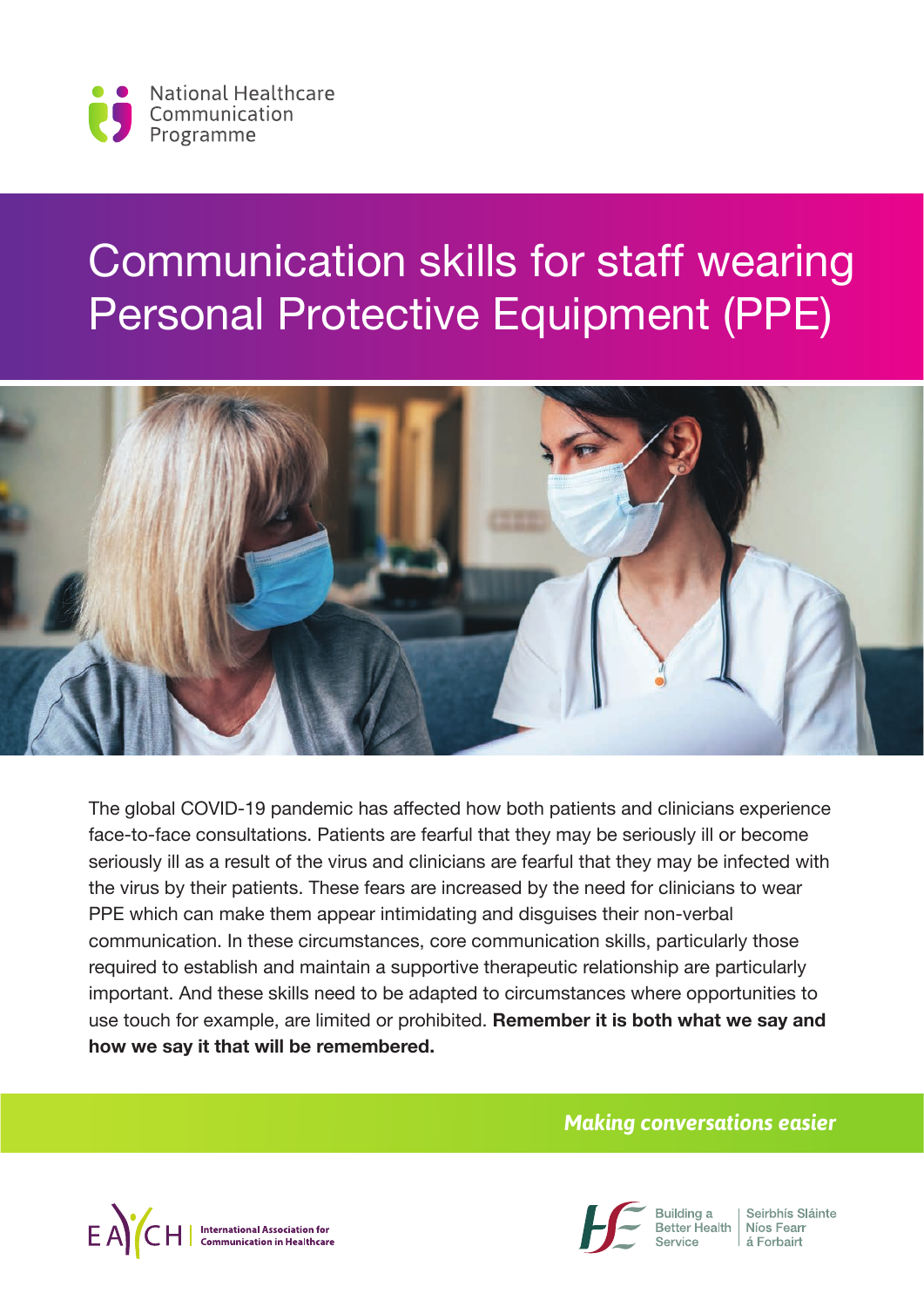National Healthcare Communication Programme

# Communication skills for staff wearing Personal Protective Equipment (PPE)

The global COVID-19 pandemic has affected how both patients and clinicians experience face-to-face consultations. Patients are fearful that they may be seriously ill or become seriously ill as a result of the virus and clinicians are fearful that they may be infected with the virus by their patients. These fears are increased by the need for clinicians to wear PPE which can make them appear intimidating and disguises their non-verbal communication. In these circumstances, core communication skills, particularly those required to establish and maintain a supportive therapeutic relationship are particularly important. And these skills need to be adapted to circumstances where opportunities to use touch for example, are limited or prohibited. **Remember it is both what we say and how we say it that will be remembered.**

***Making conversations easier***

EACH | International Association for Communication in Healthcare

Building a Better Health Service | Seirbhís Sláinte Níos Fearr á Forbairt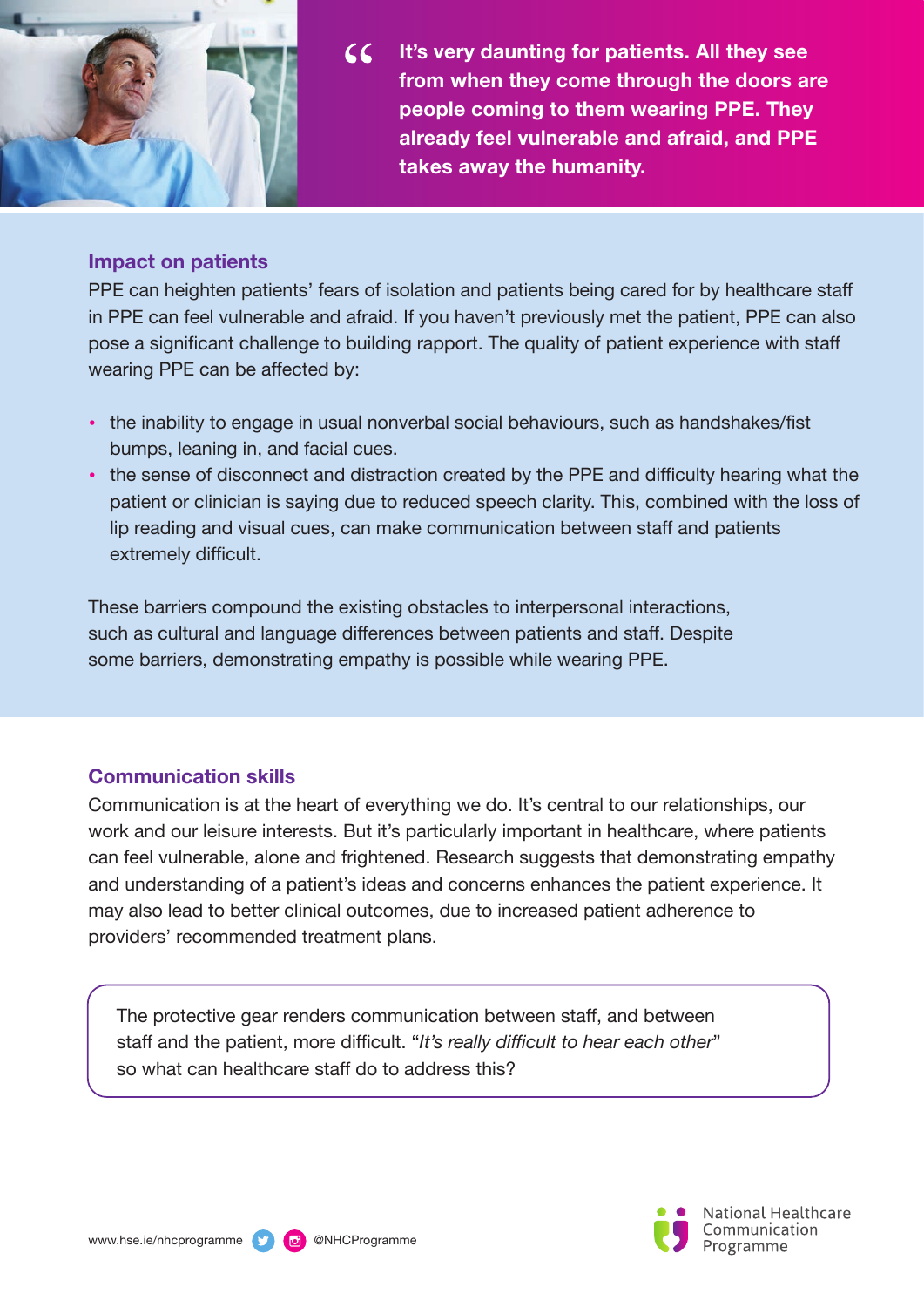> **It's very daunting for patients. All they see from when they come through the doors are people coming to them wearing PPE. They already feel vulnerable and afraid, and PPE takes away the humanity.**

## Impact on patients

PPE can heighten patients' fears of isolation and patients being cared for by healthcare staff in PPE can feel vulnerable and afraid. If you haven't previously met the patient, PPE can also pose a significant challenge to building rapport. The quality of patient experience with staff wearing PPE can be affected by:

- the inability to engage in usual nonverbal social behaviours, such as handshakes/fist bumps, leaning in, and facial cues.
- the sense of disconnect and distraction created by the PPE and difficulty hearing what the patient or clinician is saying due to reduced speech clarity. This, combined with the loss of lip reading and visual cues, can make communication between staff and patients extremely difficult.

These barriers compound the existing obstacles to interpersonal interactions, such as cultural and language differences between patients and staff. Despite some barriers, demonstrating empathy is possible while wearing PPE.

## Communication skills

Communication is at the heart of everything we do. It's central to our relationships, our work and our leisure interests. But it's particularly important in healthcare, where patients can feel vulnerable, alone and frightened. Research suggests that demonstrating empathy and understanding of a patient's ideas and concerns enhances the patient experience. It may also lead to better clinical outcomes, due to increased patient adherence to providers' recommended treatment plans.

> The protective gear renders communication between staff, and between staff and the patient, more difficult. "*It's really difficult to hear each other*" so what can healthcare staff do to address this?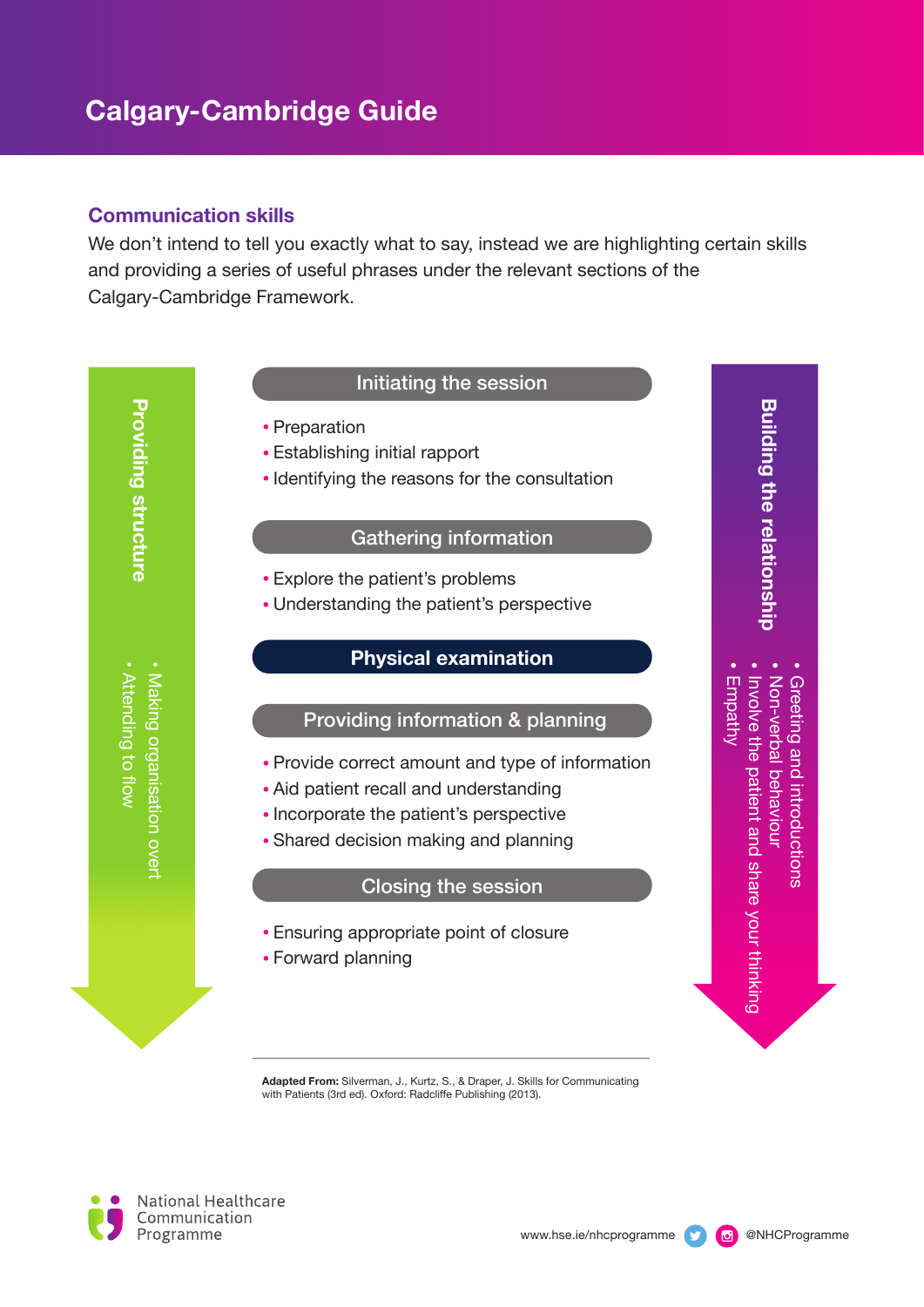# Calgary-Cambridge Guide

## Communication skills

We don't intend to tell you exactly what to say, instead we are highlighting certain skills and providing a series of useful phrases under the relevant sections of the Calgary-Cambridge Framework.

### Providing structure

- Making organisation overt
- Attending to flow

### Initiating the session

- Preparation
- Establishing initial rapport
- Identifying the reasons for the consultation

### Gathering information

- Explore the patient's problems
- Understanding the patient's perspective

### Physical examination

### Providing information & planning

- Provide correct amount and type of information
- Aid patient recall and understanding
- Incorporate the patient's perspective
- Shared decision making and planning

### Closing the session

- Ensuring appropriate point of closure
- Forward planning

### Building the relationship

- Greeting and introductions
- Non-verbal behaviour
- Involve the patient and share your thinking
- Empathy

---

**Adapted From:** Silverman, J., Kurtz, S., & Draper, J. Skills for Communicating with Patients (3rd ed). Oxford: Radcliffe Publishing (2013).

National Healthcare Communication Programme

www.hse.ie/nhcprogramme @NHCProgramme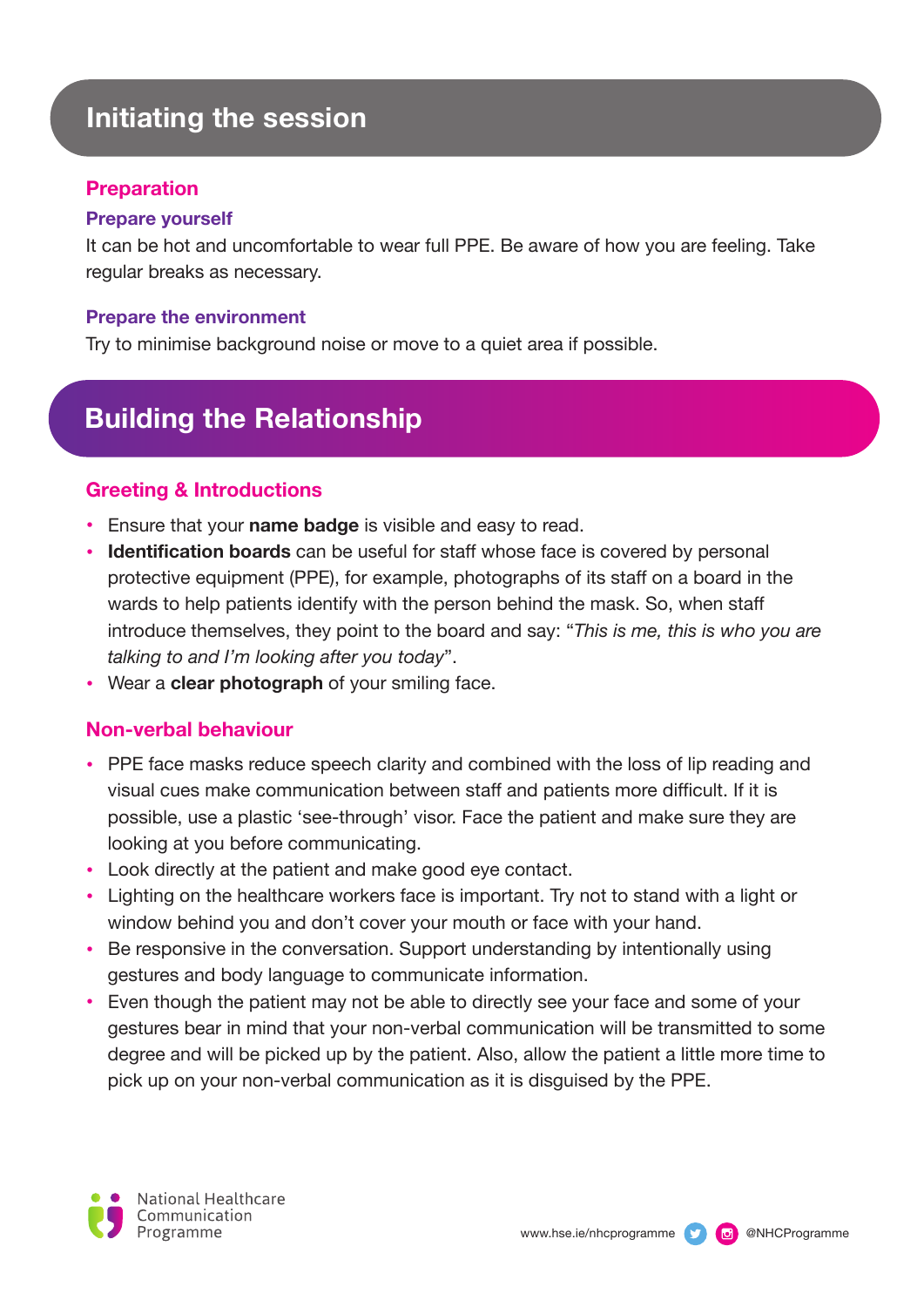## Initiating the session

### Preparation

#### Prepare yourself

It can be hot and uncomfortable to wear full PPE. Be aware of how you are feeling. Take regular breaks as necessary.

#### Prepare the environment

Try to minimise background noise or move to a quiet area if possible.

## Building the Relationship

### Greeting & Introductions

- Ensure that your **name badge** is visible and easy to read.
- **Identification boards** can be useful for staff whose face is covered by personal protective equipment (PPE), for example, photographs of its staff on a board in the wards to help patients identify with the person behind the mask. So, when staff introduce themselves, they point to the board and say: "*This is me, this is who you are talking to and I'm looking after you today*".
- Wear a **clear photograph** of your smiling face.

### Non-verbal behaviour

- PPE face masks reduce speech clarity and combined with the loss of lip reading and visual cues make communication between staff and patients more difficult. If it is possible, use a plastic 'see-through' visor. Face the patient and make sure they are looking at you before communicating.
- Look directly at the patient and make good eye contact.
- Lighting on the healthcare workers face is important. Try not to stand with a light or window behind you and don't cover your mouth or face with your hand.
- Be responsive in the conversation. Support understanding by intentionally using gestures and body language to communicate information.
- Even though the patient may not be able to directly see your face and some of your gestures bear in mind that your non-verbal communication will be transmitted to some degree and will be picked up by the patient. Also, allow the patient a little more time to pick up on your non-verbal communication as it is disguised by the PPE.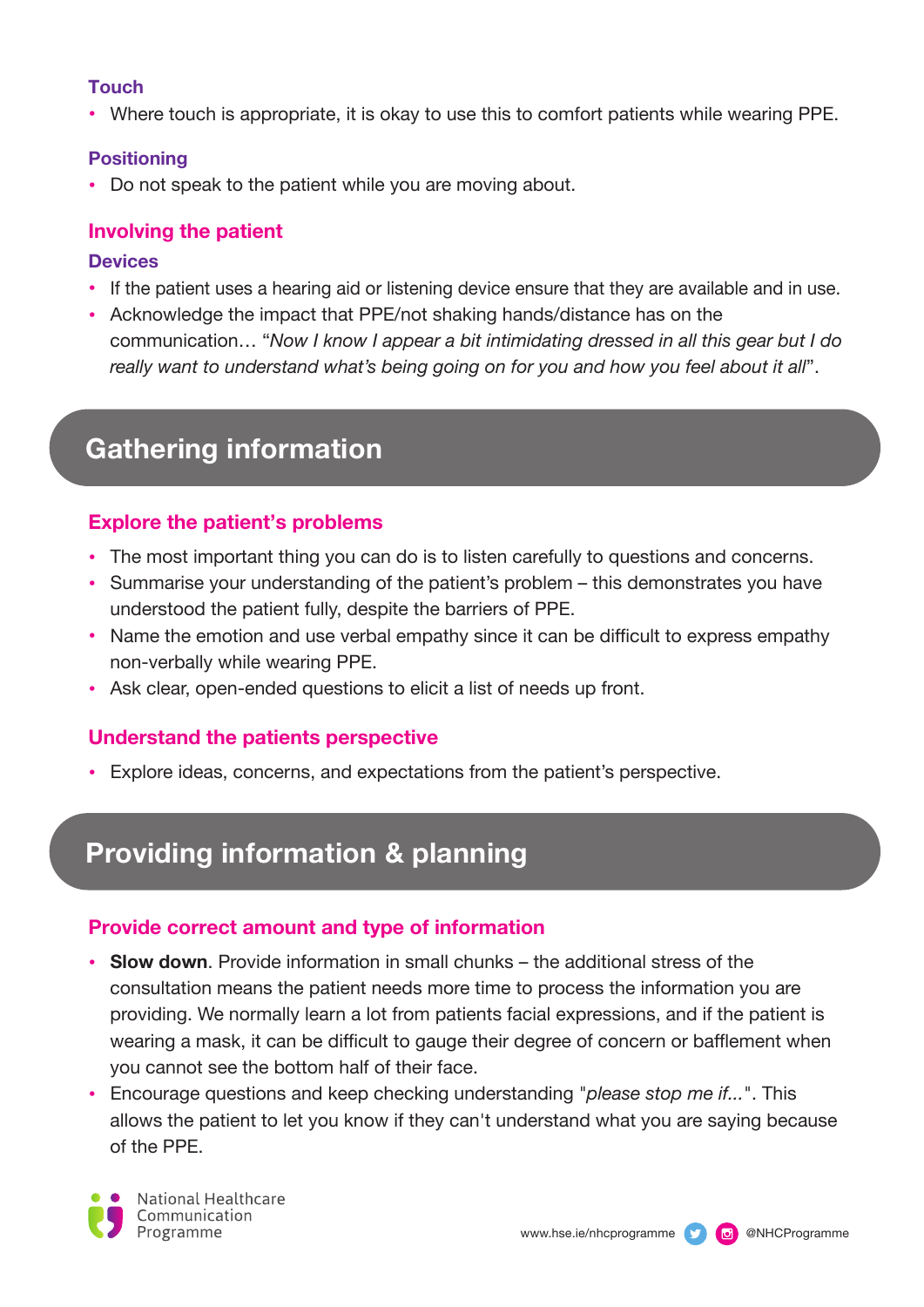### Touch

- Where touch is appropriate, it is okay to use this to comfort patients while wearing PPE.

### Positioning

- Do not speak to the patient while you are moving about.

## Involving the patient

### Devices

- If the patient uses a hearing aid or listening device ensure that they are available and in use.
- Acknowledge the impact that PPE/not shaking hands/distance has on the communication… "*Now I know I appear a bit intimidating dressed in all this gear but I do really want to understand what's being going on for you and how you feel about it all*".

# Gathering information

## Explore the patient's problems

- The most important thing you can do is to listen carefully to questions and concerns.
- Summarise your understanding of the patient's problem – this demonstrates you have understood the patient fully, despite the barriers of PPE.
- Name the emotion and use verbal empathy since it can be difficult to express empathy non-verbally while wearing PPE.
- Ask clear, open-ended questions to elicit a list of needs up front.

## Understand the patients perspective

- Explore ideas, concerns, and expectations from the patient's perspective.

# Providing information & planning

## Provide correct amount and type of information

- **Slow down**. Provide information in small chunks – the additional stress of the consultation means the patient needs more time to process the information you are providing. We normally learn a lot from patients facial expressions, and if the patient is wearing a mask, it can be difficult to gauge their degree of concern or bafflement when you cannot see the bottom half of their face.
- Encourage questions and keep checking understanding "*please stop me if...*". This allows the patient to let you know if they can't understand what you are saying because of the PPE.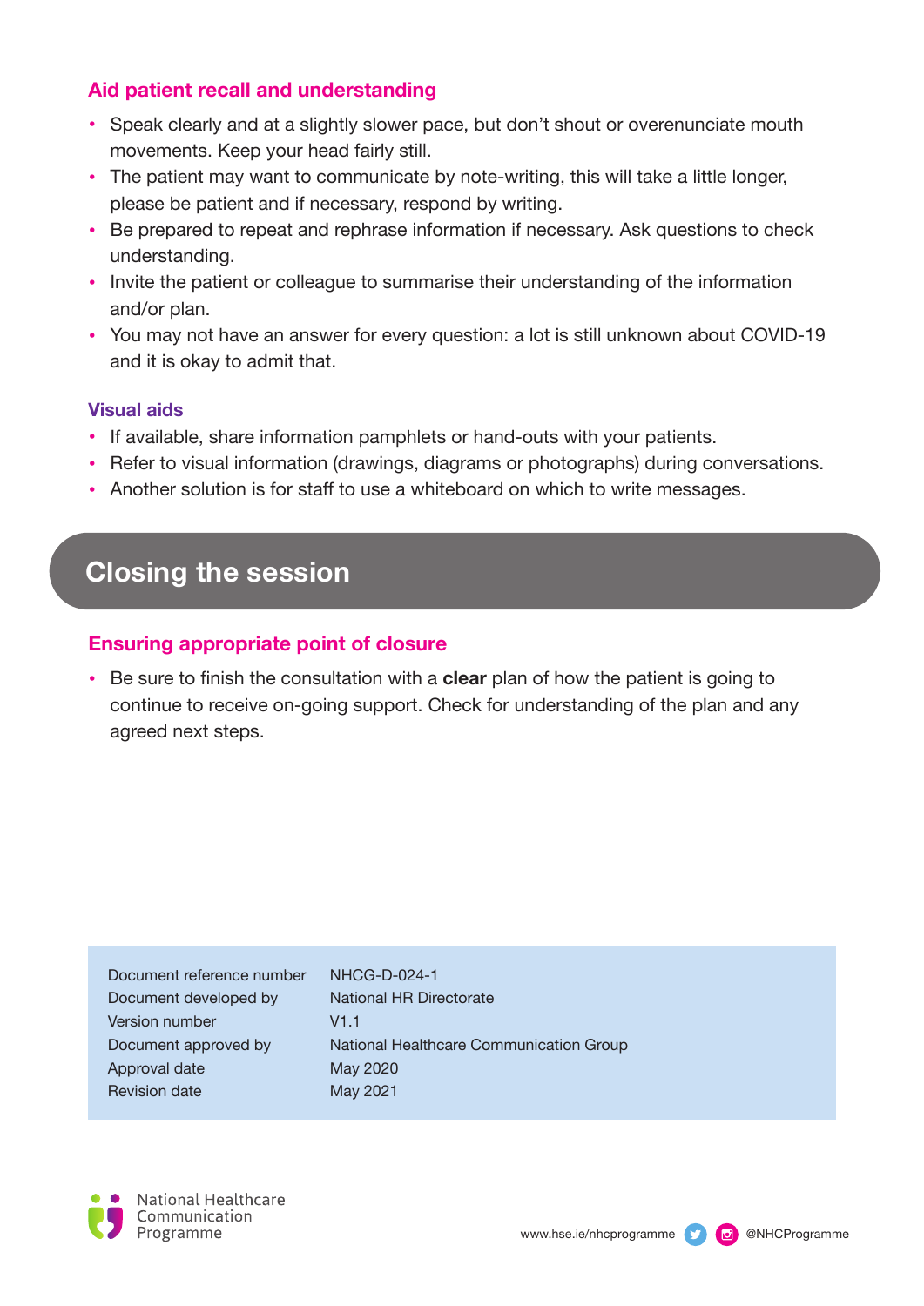### Aid patient recall and understanding

- Speak clearly and at a slightly slower pace, but don't shout or overenunciate mouth movements. Keep your head fairly still.
- The patient may want to communicate by note-writing, this will take a little longer, please be patient and if necessary, respond by writing.
- Be prepared to repeat and rephrase information if necessary. Ask questions to check understanding.
- Invite the patient or colleague to summarise their understanding of the information and/or plan.
- You may not have an answer for every question: a lot is still unknown about COVID-19 and it is okay to admit that.

#### Visual aids

- If available, share information pamphlets or hand-outs with your patients.
- Refer to visual information (drawings, diagrams or photographs) during conversations.
- Another solution is for staff to use a whiteboard on which to write messages.

## Closing the session

### Ensuring appropriate point of closure

- Be sure to finish the consultation with a **clear** plan of how the patient is going to continue to receive on-going support. Check for understanding of the plan and any agreed next steps.

| | |
|---|---|
| Document reference number | NHCG-D-024-1 |
| Document developed by | National HR Directorate |
| Version number | V1.1 |
| Document approved by | National Healthcare Communication Group |
| Approval date | May 2020 |
| Revision date | May 2021 |

National Healthcare Communication Programme

www.hse.ie/nhcprogramme @NHCProgramme